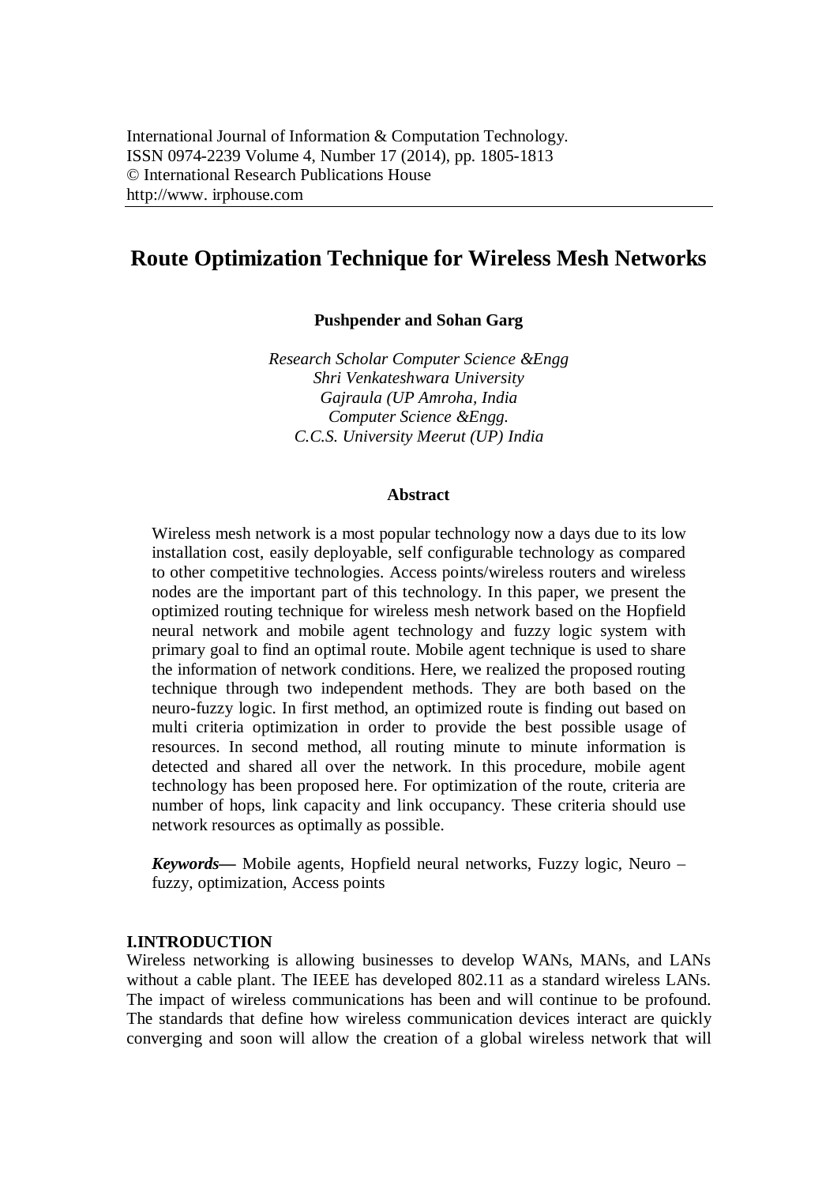International Journal of Information & Computation Technology.
ISSN 0974-2239 Volume 4, Number 17 (2014), pp. 1805-1813
© International Research Publications House
http://www. irphouse.com

# Route Optimization Technique for Wireless Mesh Networks

**Pushpender and Sohan Garg**

*Research Scholar Computer Science &Engg*
*Shri Venkateshwara University*
*Gajraula (UP Amroha, India*
*Computer Science &Engg.*
*C.C.S. University Meerut (UP) India*

### Abstract

Wireless mesh network is a most popular technology now a days due to its low installation cost, easily deployable, self configurable technology as compared to other competitive technologies. Access points/wireless routers and wireless nodes are the important part of this technology. In this paper, we present the optimized routing technique for wireless mesh network based on the Hopfield neural network and mobile agent technology and fuzzy logic system with primary goal to find an optimal route. Mobile agent technique is used to share the information of network conditions. Here, we realized the proposed routing technique through two independent methods. They are both based on the neuro-fuzzy logic. In first method, an optimized route is finding out based on multi criteria optimization in order to provide the best possible usage of resources. In second method, all routing minute to minute information is detected and shared all over the network. In this procedure, mobile agent technology has been proposed here. For optimization of the route, criteria are number of hops, link capacity and link occupancy. These criteria should use network resources as optimally as possible.

***Keywords*—** Mobile agents, Hopfield neural networks, Fuzzy logic, Neuro – fuzzy, optimization, Access points

## I.INTRODUCTION

Wireless networking is allowing businesses to develop WANs, MANs, and LANs without a cable plant. The IEEE has developed 802.11 as a standard wireless LANs. The impact of wireless communications has been and will continue to be profound. The standards that define how wireless communication devices interact are quickly converging and soon will allow the creation of a global wireless network that will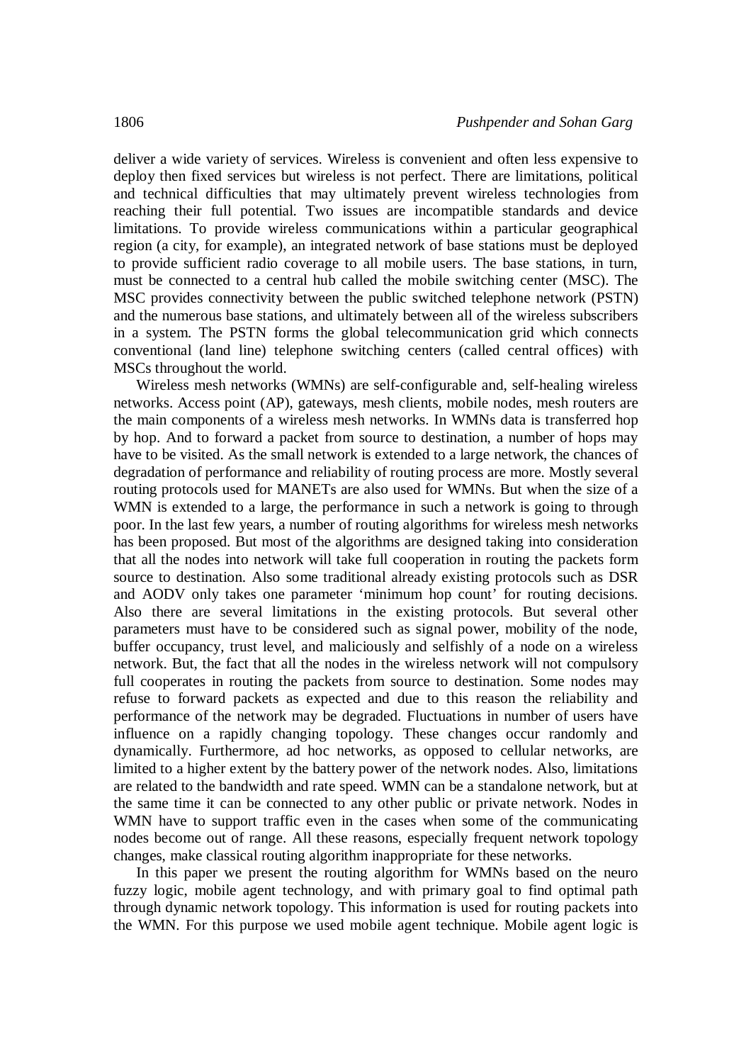deliver a wide variety of services. Wireless is convenient and often less expensive to deploy then fixed services but wireless is not perfect. There are limitations, political and technical difficulties that may ultimately prevent wireless technologies from reaching their full potential. Two issues are incompatible standards and device limitations. To provide wireless communications within a particular geographical region (a city, for example), an integrated network of base stations must be deployed to provide sufficient radio coverage to all mobile users. The base stations, in turn, must be connected to a central hub called the mobile switching center (MSC). The MSC provides connectivity between the public switched telephone network (PSTN) and the numerous base stations, and ultimately between all of the wireless subscribers in a system. The PSTN forms the global telecommunication grid which connects conventional (land line) telephone switching centers (called central offices) with MSCs throughout the world.

Wireless mesh networks (WMNs) are self-configurable and, self-healing wireless networks. Access point (AP), gateways, mesh clients, mobile nodes, mesh routers are the main components of a wireless mesh networks. In WMNs data is transferred hop by hop. And to forward a packet from source to destination, a number of hops may have to be visited. As the small network is extended to a large network, the chances of degradation of performance and reliability of routing process are more. Mostly several routing protocols used for MANETs are also used for WMNs. But when the size of a WMN is extended to a large, the performance in such a network is going to through poor. In the last few years, a number of routing algorithms for wireless mesh networks has been proposed. But most of the algorithms are designed taking into consideration that all the nodes into network will take full cooperation in routing the packets form source to destination. Also some traditional already existing protocols such as DSR and AODV only takes one parameter 'minimum hop count' for routing decisions. Also there are several limitations in the existing protocols. But several other parameters must have to be considered such as signal power, mobility of the node, buffer occupancy, trust level, and maliciously and selfishly of a node on a wireless network. But, the fact that all the nodes in the wireless network will not compulsory full cooperates in routing the packets from source to destination. Some nodes may refuse to forward packets as expected and due to this reason the reliability and performance of the network may be degraded. Fluctuations in number of users have influence on a rapidly changing topology. These changes occur randomly and dynamically. Furthermore, ad hoc networks, as opposed to cellular networks, are limited to a higher extent by the battery power of the network nodes. Also, limitations are related to the bandwidth and rate speed. WMN can be a standalone network, but at the same time it can be connected to any other public or private network. Nodes in WMN have to support traffic even in the cases when some of the communicating nodes become out of range. All these reasons, especially frequent network topology changes, make classical routing algorithm inappropriate for these networks.

In this paper we present the routing algorithm for WMNs based on the neuro fuzzy logic, mobile agent technology, and with primary goal to find optimal path through dynamic network topology. This information is used for routing packets into the WMN. For this purpose we used mobile agent technique. Mobile agent logic is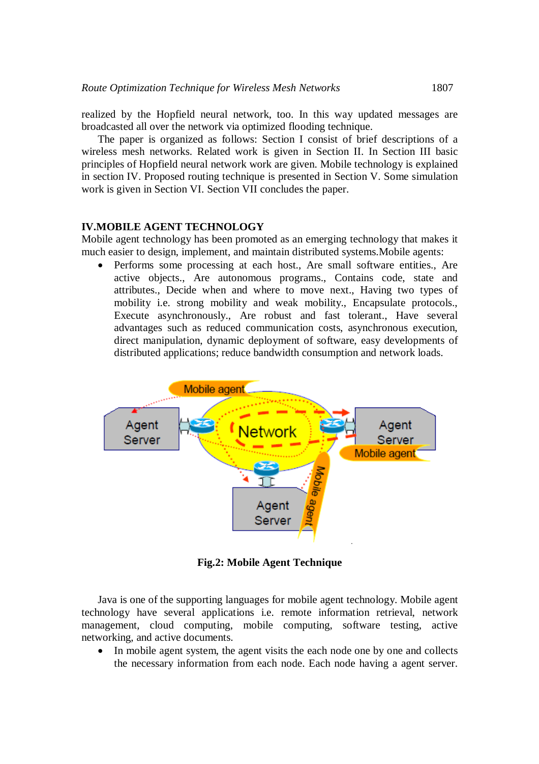realized by the Hopfield neural network, too. In this way updated messages are broadcasted all over the network via optimized flooding technique.

The paper is organized as follows: Section I consist of brief descriptions of a wireless mesh networks. Related work is given in Section II. In Section III basic principles of Hopfield neural network work are given. Mobile technology is explained in section IV. Proposed routing technique is presented in Section V. Some simulation work is given in Section VI. Section VII concludes the paper.

## IV.MOBILE AGENT TECHNOLOGY

Mobile agent technology has been promoted as an emerging technology that makes it much easier to design, implement, and maintain distributed systems.Mobile agents:

- Performs some processing at each host., Are small software entities., Are active objects., Are autonomous programs., Contains code, state and attributes., Decide when and where to move next., Having two types of mobility i.e. strong mobility and weak mobility., Encapsulate protocols., Execute asynchronously., Are robust and fast tolerant., Have several advantages such as reduced communication costs, asynchronous execution, direct manipulation, dynamic deployment of software, easy developments of distributed applications; reduce bandwidth consumption and network loads.

**Fig.2: Mobile Agent Technique**

Java is one of the supporting languages for mobile agent technology. Mobile agent technology have several applications i.e. remote information retrieval, network management, cloud computing, mobile computing, software testing, active networking, and active documents.

- In mobile agent system, the agent visits the each node one by one and collects the necessary information from each node. Each node having a agent server.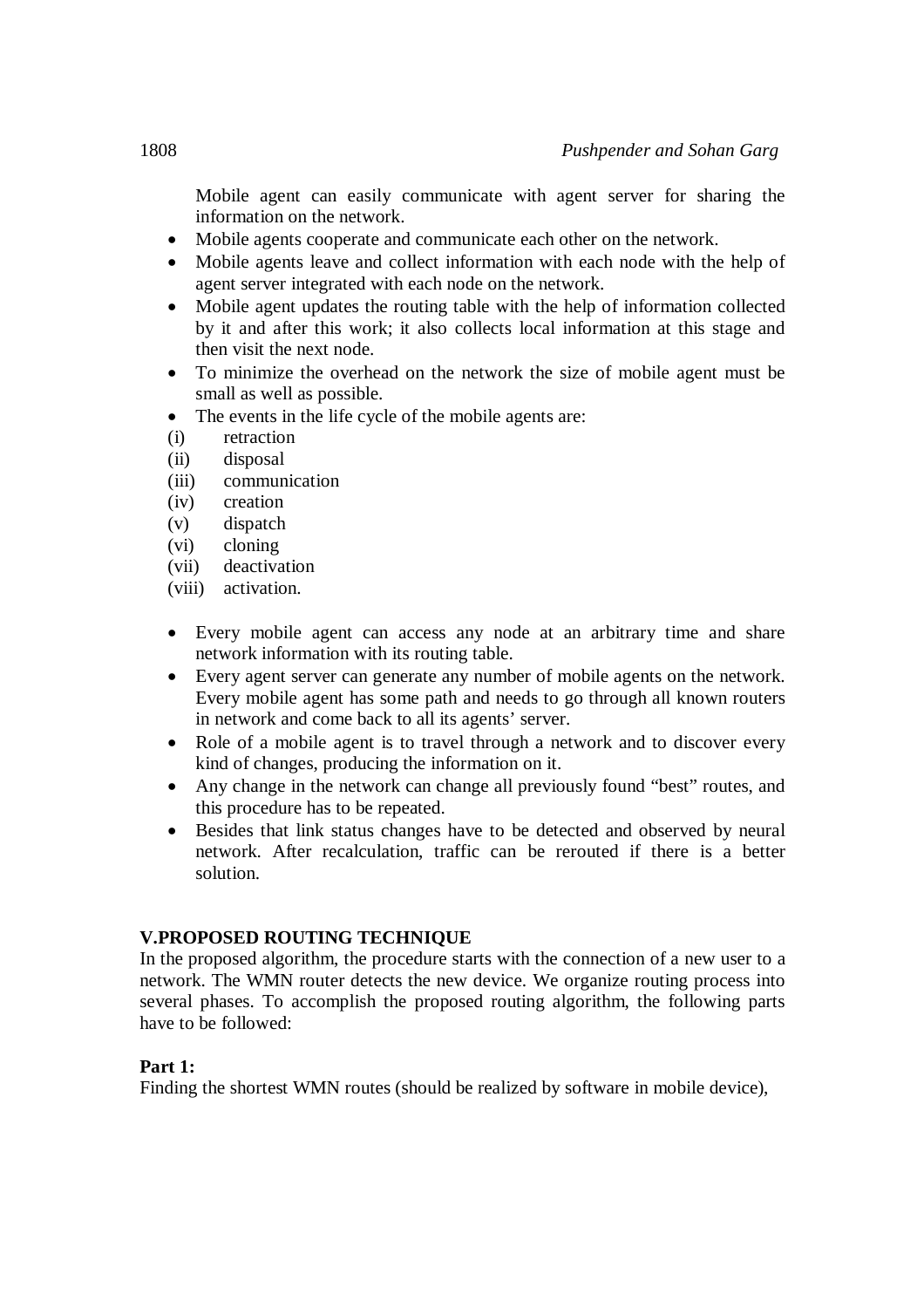Mobile agent can easily communicate with agent server for sharing the information on the network.

- Mobile agents cooperate and communicate each other on the network.
- Mobile agents leave and collect information with each node with the help of agent server integrated with each node on the network.
- Mobile agent updates the routing table with the help of information collected by it and after this work; it also collects local information at this stage and then visit the next node.
- To minimize the overhead on the network the size of mobile agent must be small as well as possible.
- The events in the life cycle of the mobile agents are:

(i) retraction
(ii) disposal
(iii) communication
(iv) creation
(v) dispatch
(vi) cloning
(vii) deactivation
(viii) activation.

- Every mobile agent can access any node at an arbitrary time and share network information with its routing table.
- Every agent server can generate any number of mobile agents on the network. Every mobile agent has some path and needs to go through all known routers in network and come back to all its agents' server.
- Role of a mobile agent is to travel through a network and to discover every kind of changes, producing the information on it.
- Any change in the network can change all previously found "best" routes, and this procedure has to be repeated.
- Besides that link status changes have to be detected and observed by neural network. After recalculation, traffic can be rerouted if there is a better solution.

## V.PROPOSED ROUTING TECHNIQUE

In the proposed algorithm, the procedure starts with the connection of a new user to a network. The WMN router detects the new device. We organize routing process into several phases. To accomplish the proposed routing algorithm, the following parts have to be followed:

**Part 1:**

Finding the shortest WMN routes (should be realized by software in mobile device),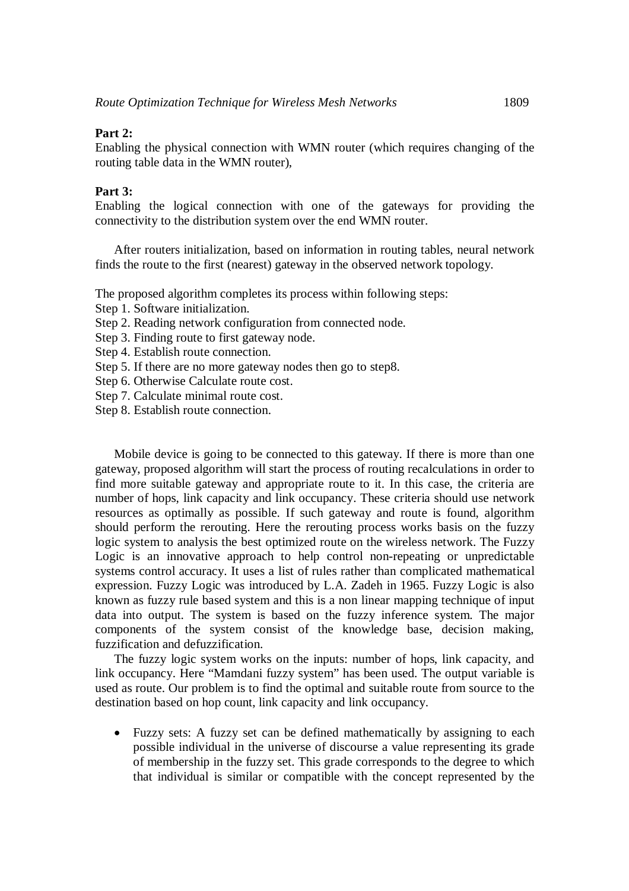**Part 2:**
Enabling the physical connection with WMN router (which requires changing of the routing table data in the WMN router),

**Part 3:**
Enabling the logical connection with one of the gateways for providing the connectivity to the distribution system over the end WMN router.

After routers initialization, based on information in routing tables, neural network finds the route to the first (nearest) gateway in the observed network topology.

The proposed algorithm completes its process within following steps:
Step 1. Software initialization.
Step 2. Reading network configuration from connected node.
Step 3. Finding route to first gateway node.
Step 4. Establish route connection.
Step 5. If there are no more gateway nodes then go to step8.
Step 6. Otherwise Calculate route cost.
Step 7. Calculate minimal route cost.
Step 8. Establish route connection.

Mobile device is going to be connected to this gateway. If there is more than one gateway, proposed algorithm will start the process of routing recalculations in order to find more suitable gateway and appropriate route to it. In this case, the criteria are number of hops, link capacity and link occupancy. These criteria should use network resources as optimally as possible. If such gateway and route is found, algorithm should perform the rerouting. Here the rerouting process works basis on the fuzzy logic system to analysis the best optimized route on the wireless network. The Fuzzy Logic is an innovative approach to help control non-repeating or unpredictable systems control accuracy. It uses a list of rules rather than complicated mathematical expression. Fuzzy Logic was introduced by L.A. Zadeh in 1965. Fuzzy Logic is also known as fuzzy rule based system and this is a non linear mapping technique of input data into output. The system is based on the fuzzy inference system. The major components of the system consist of the knowledge base, decision making, fuzzification and defuzzification.

The fuzzy logic system works on the inputs: number of hops, link capacity, and link occupancy. Here "Mamdani fuzzy system" has been used. The output variable is used as route. Our problem is to find the optimal and suitable route from source to the destination based on hop count, link capacity and link occupancy.

- Fuzzy sets: A fuzzy set can be defined mathematically by assigning to each possible individual in the universe of discourse a value representing its grade of membership in the fuzzy set. This grade corresponds to the degree to which that individual is similar or compatible with the concept represented by the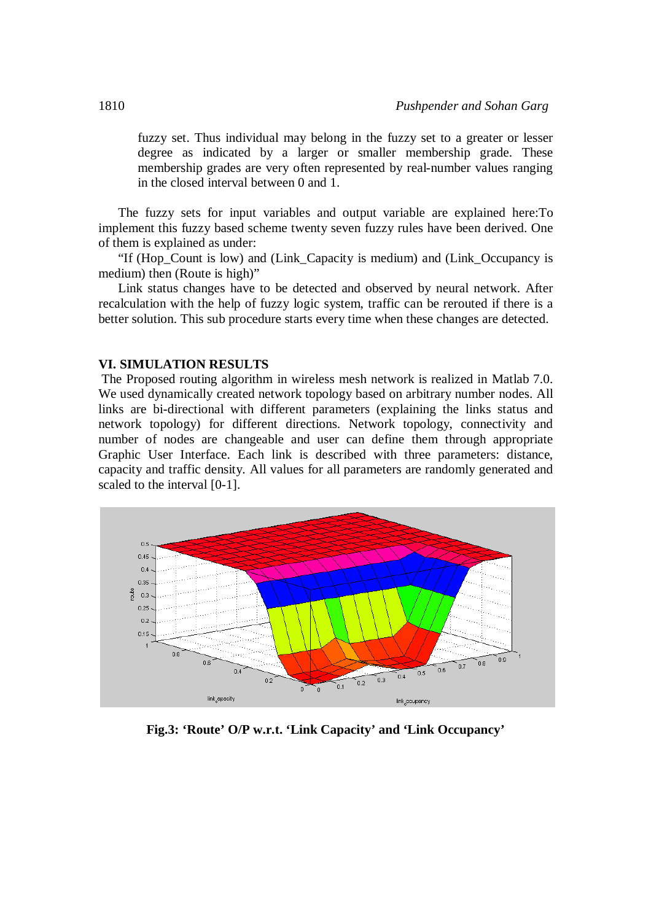fuzzy set. Thus individual may belong in the fuzzy set to a greater or lesser degree as indicated by a larger or smaller membership grade. These membership grades are very often represented by real-number values ranging in the closed interval between 0 and 1.

The fuzzy sets for input variables and output variable are explained here:To implement this fuzzy based scheme twenty seven fuzzy rules have been derived. One of them is explained as under:

"If (Hop_Count is low) and (Link_Capacity is medium) and (Link_Occupancy is medium) then (Route is high)"

Link status changes have to be detected and observed by neural network. After recalculation with the help of fuzzy logic system, traffic can be rerouted if there is a better solution. This sub procedure starts every time when these changes are detected.

## VI. SIMULATION RESULTS

The Proposed routing algorithm in wireless mesh network is realized in Matlab 7.0. We used dynamically created network topology based on arbitrary number nodes. All links are bi-directional with different parameters (explaining the links status and network topology) for different directions. Network topology, connectivity and number of nodes are changeable and user can define them through appropriate Graphic User Interface. Each link is described with three parameters: distance, capacity and traffic density. All values for all parameters are randomly generated and scaled to the interval [0-1].

**Fig.3: 'Route' O/P w.r.t. 'Link Capacity' and 'Link Occupancy'**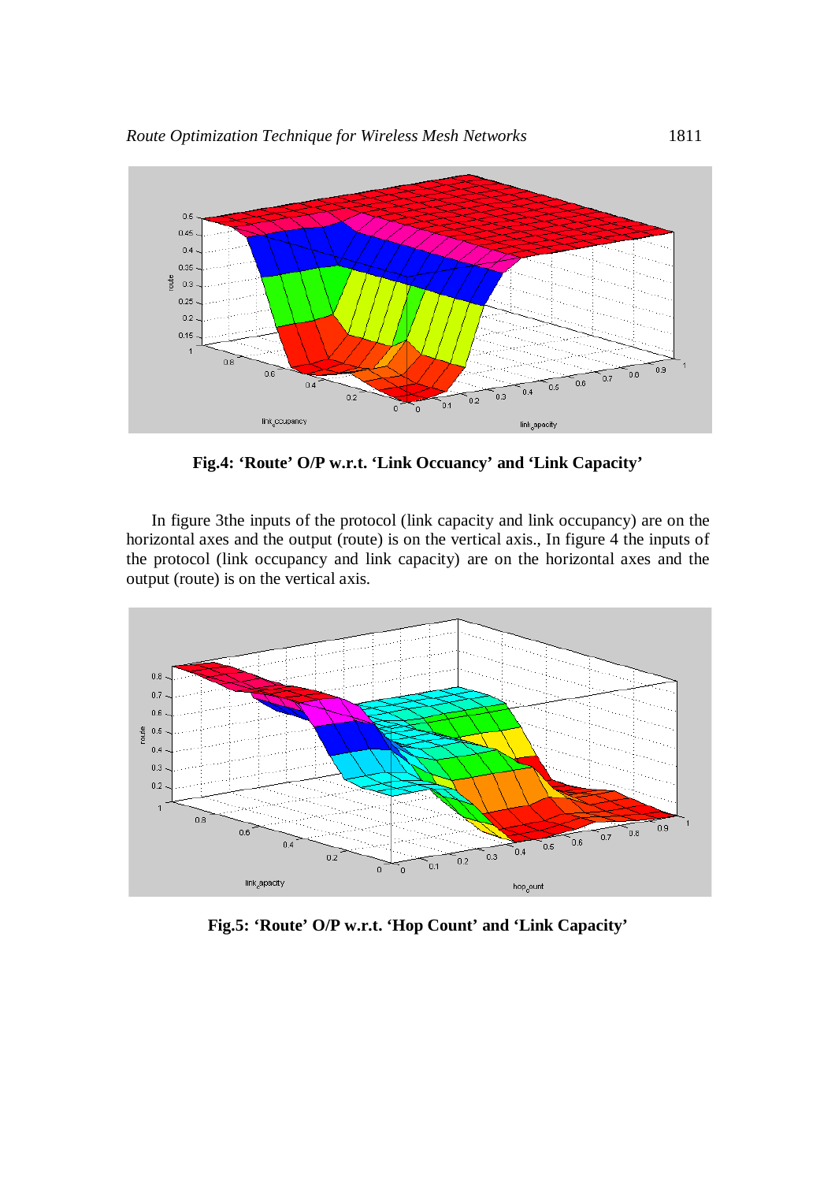**Fig.4: 'Route' O/P w.r.t. 'Link Occuancy' and 'Link Capacity'**

In figure 3the inputs of the protocol (link capacity and link occupancy) are on the horizontal axes and the output (route) is on the vertical axis., In figure 4 the inputs of the protocol (link occupancy and link capacity) are on the horizontal axes and the output (route) is on the vertical axis.

**Fig.5: 'Route' O/P w.r.t. 'Hop Count' and 'Link Capacity'**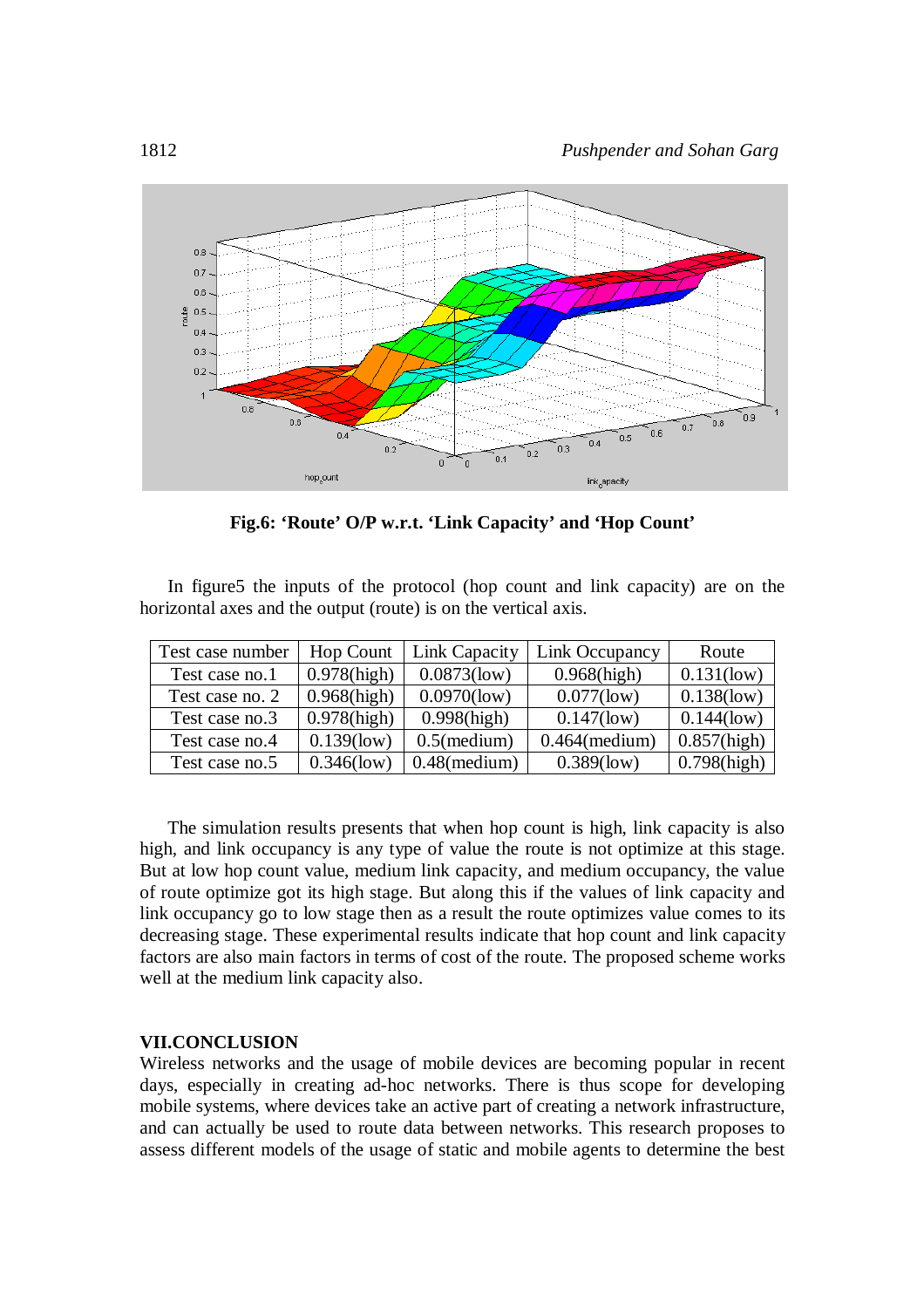**Fig.6: 'Route' O/P w.r.t. 'Link Capacity' and 'Hop Count'**

In figure5 the inputs of the protocol (hop count and link capacity) are on the horizontal axes and the output (route) is on the vertical axis.

| Test case number | Hop Count | Link Capacity | Link Occupancy | Route |
|---|---|---|---|---|
| Test case no.1 | 0.978(high) | 0.0873(low) | 0.968(high) | 0.131(low) |
| Test case no. 2 | 0.968(high) | 0.0970(low) | 0.077(low) | 0.138(low) |
| Test case no.3 | 0.978(high) | 0.998(high) | 0.147(low) | 0.144(low) |
| Test case no.4 | 0.139(low) | 0.5(medium) | 0.464(medium) | 0.857(high) |
| Test case no.5 | 0.346(low) | 0.48(medium) | 0.389(low) | 0.798(high) |

The simulation results presents that when hop count is high, link capacity is also high, and link occupancy is any type of value the route is not optimize at this stage. But at low hop count value, medium link capacity, and medium occupancy, the value of route optimize got its high stage. But along this if the values of link capacity and link occupancy go to low stage then as a result the route optimizes value comes to its decreasing stage. These experimental results indicate that hop count and link capacity factors are also main factors in terms of cost of the route. The proposed scheme works well at the medium link capacity also.

## VII.CONCLUSION

Wireless networks and the usage of mobile devices are becoming popular in recent days, especially in creating ad-hoc networks. There is thus scope for developing mobile systems, where devices take an active part of creating a network infrastructure, and can actually be used to route data between networks. This research proposes to assess different models of the usage of static and mobile agents to determine the best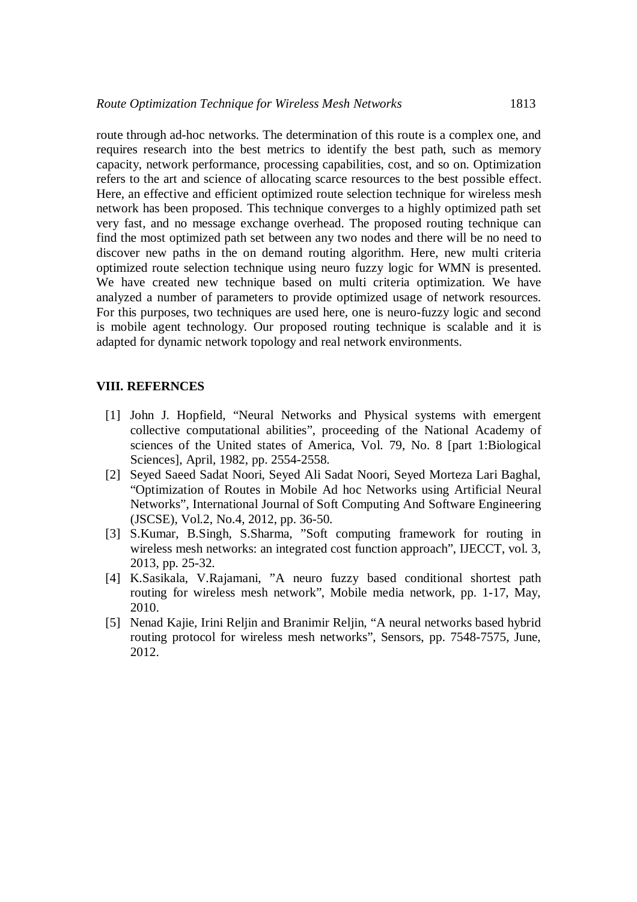route through ad-hoc networks. The determination of this route is a complex one, and requires research into the best metrics to identify the best path, such as memory capacity, network performance, processing capabilities, cost, and so on. Optimization refers to the art and science of allocating scarce resources to the best possible effect. Here, an effective and efficient optimized route selection technique for wireless mesh network has been proposed. This technique converges to a highly optimized path set very fast, and no message exchange overhead. The proposed routing technique can find the most optimized path set between any two nodes and there will be no need to discover new paths in the on demand routing algorithm. Here, new multi criteria optimized route selection technique using neuro fuzzy logic for WMN is presented. We have created new technique based on multi criteria optimization. We have analyzed a number of parameters to provide optimized usage of network resources. For this purposes, two techniques are used here, one is neuro-fuzzy logic and second is mobile agent technology. Our proposed routing technique is scalable and it is adapted for dynamic network topology and real network environments.

## VIII. REFERNCES

[1] John J. Hopfield, "Neural Networks and Physical systems with emergent collective computational abilities", proceeding of the National Academy of sciences of the United states of America, Vol. 79, No. 8 [part 1:Biological Sciences], April, 1982, pp. 2554-2558.

[2] Seyed Saeed Sadat Noori, Seyed Ali Sadat Noori, Seyed Morteza Lari Baghal, "Optimization of Routes in Mobile Ad hoc Networks using Artificial Neural Networks", International Journal of Soft Computing And Software Engineering (JSCSE), Vol.2, No.4, 2012, pp. 36-50.

[3] S.Kumar, B.Singh, S.Sharma, "Soft computing framework for routing in wireless mesh networks: an integrated cost function approach", IJECCT, vol. 3, 2013, pp. 25-32.

[4] K.Sasikala, V.Rajamani, "A neuro fuzzy based conditional shortest path routing for wireless mesh network", Mobile media network, pp. 1-17, May, 2010.

[5] Nenad Kajie, Irini Reljin and Branimir Reljin, "A neural networks based hybrid routing protocol for wireless mesh networks", Sensors, pp. 7548-7575, June, 2012.